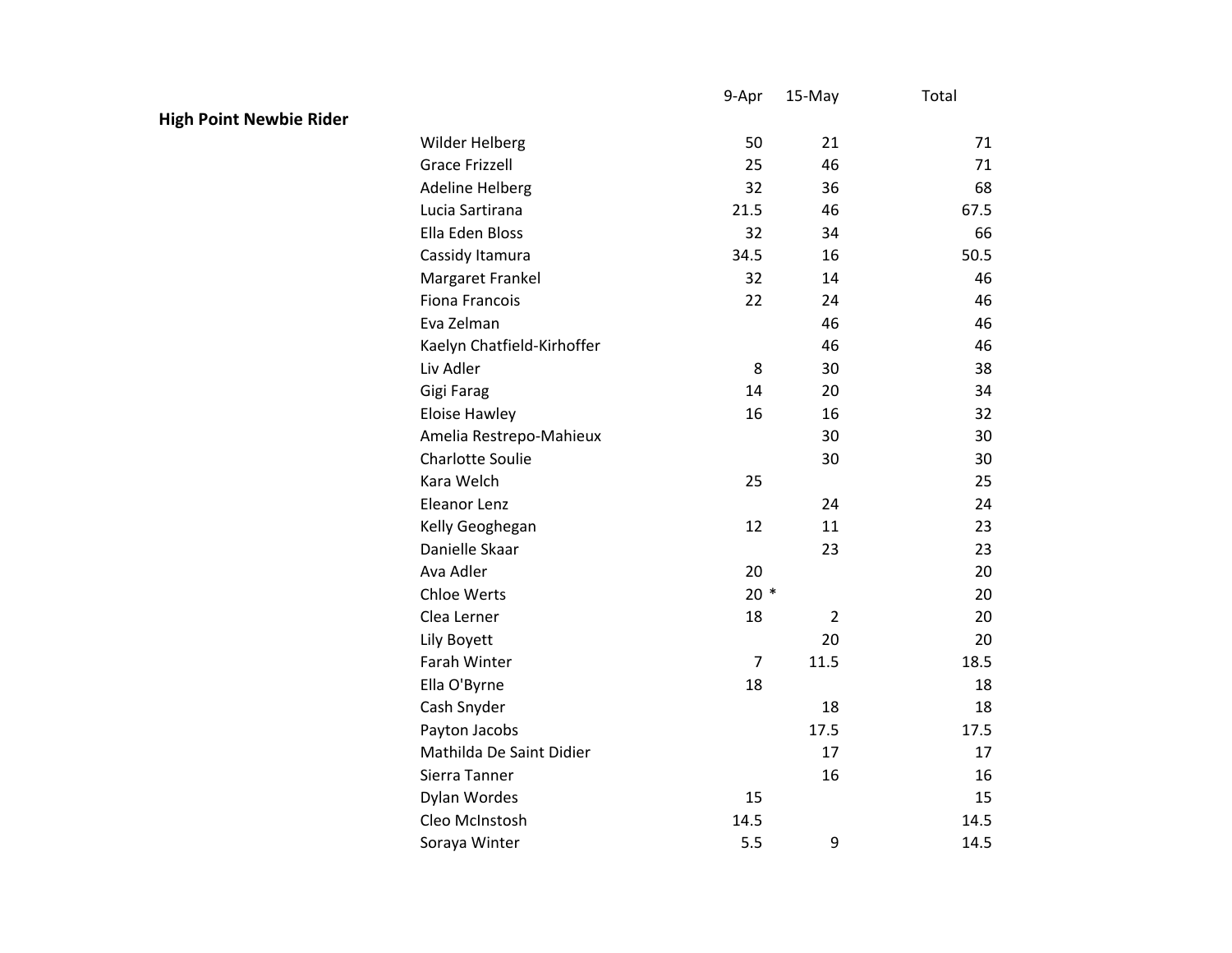## High Point Newbie Rider

| Name | 9-Apr | 15-May | Total |
|---|---|---|---|
| Wilder Helberg | 50 | 21 | 71 |
| Grace Frizzell | 25 | 46 | 71 |
| Adeline Helberg | 32 | 36 | 68 |
| Lucia Sartirana | 21.5 | 46 | 67.5 |
| Ella Eden Bloss | 32 | 34 | 66 |
| Cassidy Itamura | 34.5 | 16 | 50.5 |
| Margaret Frankel | 32 | 14 | 46 |
| Fiona Francois | 22 | 24 | 46 |
| Eva Zelman | | 46 | 46 |
| Kaelyn Chatfield-Kirhoffer | | 46 | 46 |
| Liv Adler | 8 | 30 | 38 |
| Gigi Farag | 14 | 20 | 34 |
| Eloise Hawley | 16 | 16 | 32 |
| Amelia Restrepo-Mahieux | | 30 | 30 |
| Charlotte Soulie | | 30 | 30 |
| Kara Welch | 25 | | 25 |
| Eleanor Lenz | | 24 | 24 |
| Kelly Geoghegan | 12 | 11 | 23 |
| Danielle Skaar | | 23 | 23 |
| Ava Adler | 20 | | 20 |
| Chloe Werts | 20 * | | 20 |
| Clea Lerner | 18 | 2 | 20 |
| Lily Boyett | | 20 | 20 |
| Farah Winter | 7 | 11.5 | 18.5 |
| Ella O'Byrne | 18 | | 18 |
| Cash Snyder | | 18 | 18 |
| Payton Jacobs | | 17.5 | 17.5 |
| Mathilda De Saint Didier | | 17 | 17 |
| Sierra Tanner | | 16 | 16 |
| Dylan Wordes | 15 | | 15 |
| Cleo McInstosh | 14.5 | | 14.5 |
| Soraya Winter | 5.5 | 9 | 14.5 |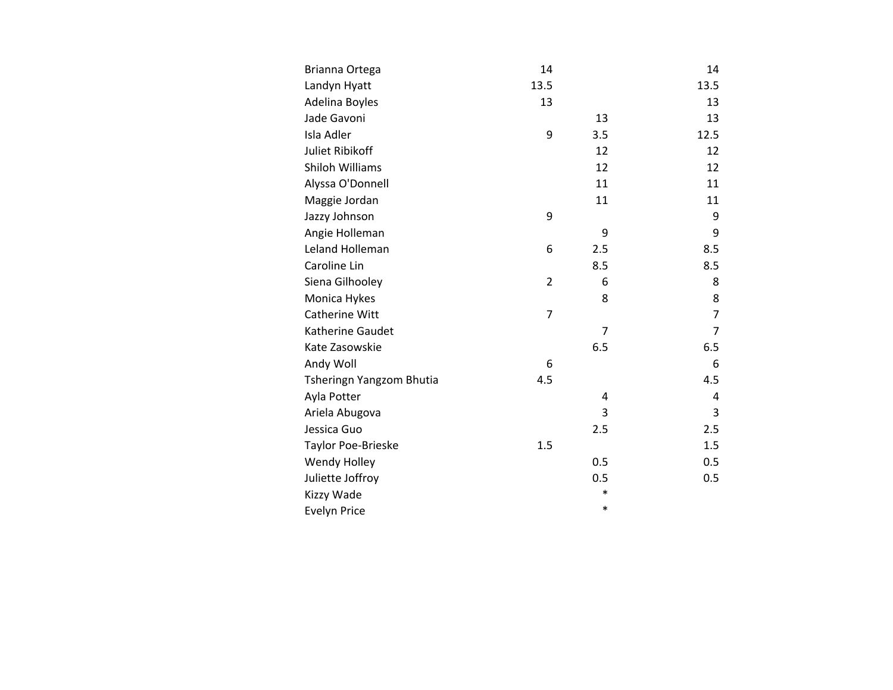| | | | |
|---|---|---|---|
| Brianna Ortega | 14 | | 14 |
| Landyn Hyatt | 13.5 | | 13.5 |
| Adelina Boyles | 13 | | 13 |
| Jade Gavoni | | 13 | 13 |
| Isla Adler | 9 | 3.5 | 12.5 |
| Juliet Ribikoff | | 12 | 12 |
| Shiloh Williams | | 12 | 12 |
| Alyssa O'Donnell | | 11 | 11 |
| Maggie Jordan | | 11 | 11 |
| Jazzy Johnson | 9 | | 9 |
| Angie Holleman | | 9 | 9 |
| Leland Holleman | 6 | 2.5 | 8.5 |
| Caroline Lin | | 8.5 | 8.5 |
| Siena Gilhooley | 2 | 6 | 8 |
| Monica Hykes | | 8 | 8 |
| Catherine Witt | 7 | | 7 |
| Katherine Gaudet | | 7 | 7 |
| Kate Zasowskie | | 6.5 | 6.5 |
| Andy Woll | 6 | | 6 |
| Tsheringn Yangzom Bhutia | 4.5 | | 4.5 |
| Ayla Potter | | 4 | 4 |
| Ariela Abugova | | 3 | 3 |
| Jessica Guo | | 2.5 | 2.5 |
| Taylor Poe-Brieske | 1.5 | | 1.5 |
| Wendy Holley | | 0.5 | 0.5 |
| Juliette Joffroy | | 0.5 | 0.5 |
| Kizzy Wade | | * | |
| Evelyn Price | | * | |